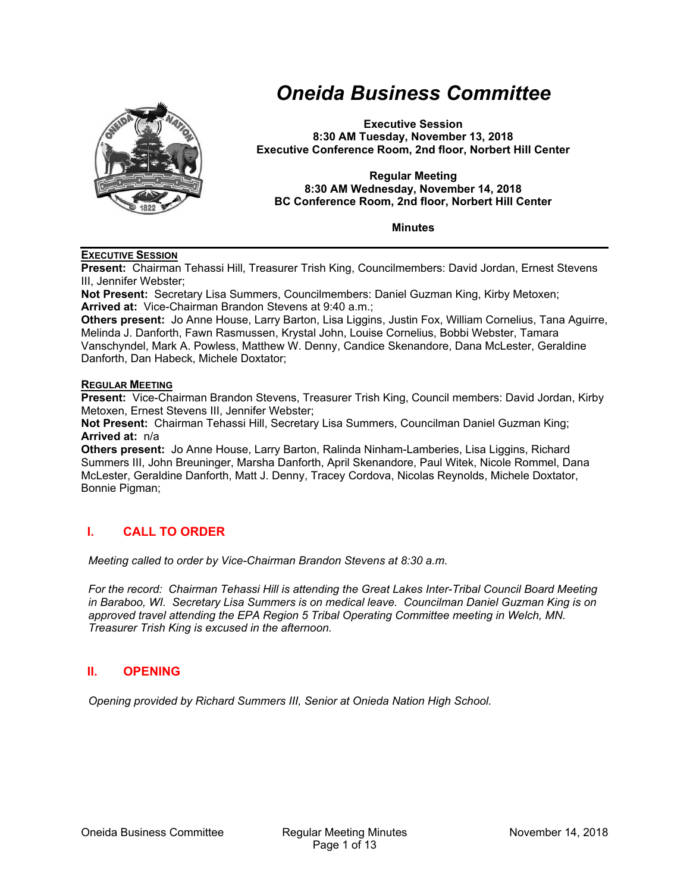# Oneida Business Committee

**Executive Session**
**8:30 AM Tuesday, November 13, 2018**
**Executive Conference Room, 2nd floor, Norbert Hill Center**

**Regular Meeting**
**8:30 AM Wednesday, November 14, 2018**
**BC Conference Room, 2nd floor, Norbert Hill Center**

**Minutes**

---

**EXECUTIVE SESSION**

**Present:** Chairman Tehassi Hill, Treasurer Trish King, Councilmembers: David Jordan, Ernest Stevens III, Jennifer Webster;
**Not Present:** Secretary Lisa Summers, Councilmembers: Daniel Guzman King, Kirby Metoxen;
**Arrived at:** Vice-Chairman Brandon Stevens at 9:40 a.m.;
**Others present:** Jo Anne House, Larry Barton, Lisa Liggins, Justin Fox, William Cornelius, Tana Aguirre, Melinda J. Danforth, Fawn Rasmussen, Krystal John, Louise Cornelius, Bobbi Webster, Tamara Vanschyndel, Mark A. Powless, Matthew W. Denny, Candice Skenandore, Dana McLester, Geraldine Danforth, Dan Habeck, Michele Doxtator;

**REGULAR MEETING**

**Present:** Vice-Chairman Brandon Stevens, Treasurer Trish King, Council members: David Jordan, Kirby Metoxen, Ernest Stevens III, Jennifer Webster;
**Not Present:** Chairman Tehassi Hill, Secretary Lisa Summers, Councilman Daniel Guzman King;
**Arrived at:** n/a
**Others present:** Jo Anne House, Larry Barton, Ralinda Ninham-Lamberies, Lisa Liggins, Richard Summers III, John Breuninger, Marsha Danforth, April Skenandore, Paul Witek, Nicole Rommel, Dana McLester, Geraldine Danforth, Matt J. Denny, Tracey Cordova, Nicolas Reynolds, Michele Doxtator, Bonnie Pigman;

## I. CALL TO ORDER

*Meeting called to order by Vice-Chairman Brandon Stevens at 8:30 a.m.*

*For the record: Chairman Tehassi Hill is attending the Great Lakes Inter-Tribal Council Board Meeting in Baraboo, WI. Secretary Lisa Summers is on medical leave. Councilman Daniel Guzman King is on approved travel attending the EPA Region 5 Tribal Operating Committee meeting in Welch, MN. Treasurer Trish King is excused in the afternoon.*

## II. OPENING

*Opening provided by Richard Summers III, Senior at Onieda Nation High School.*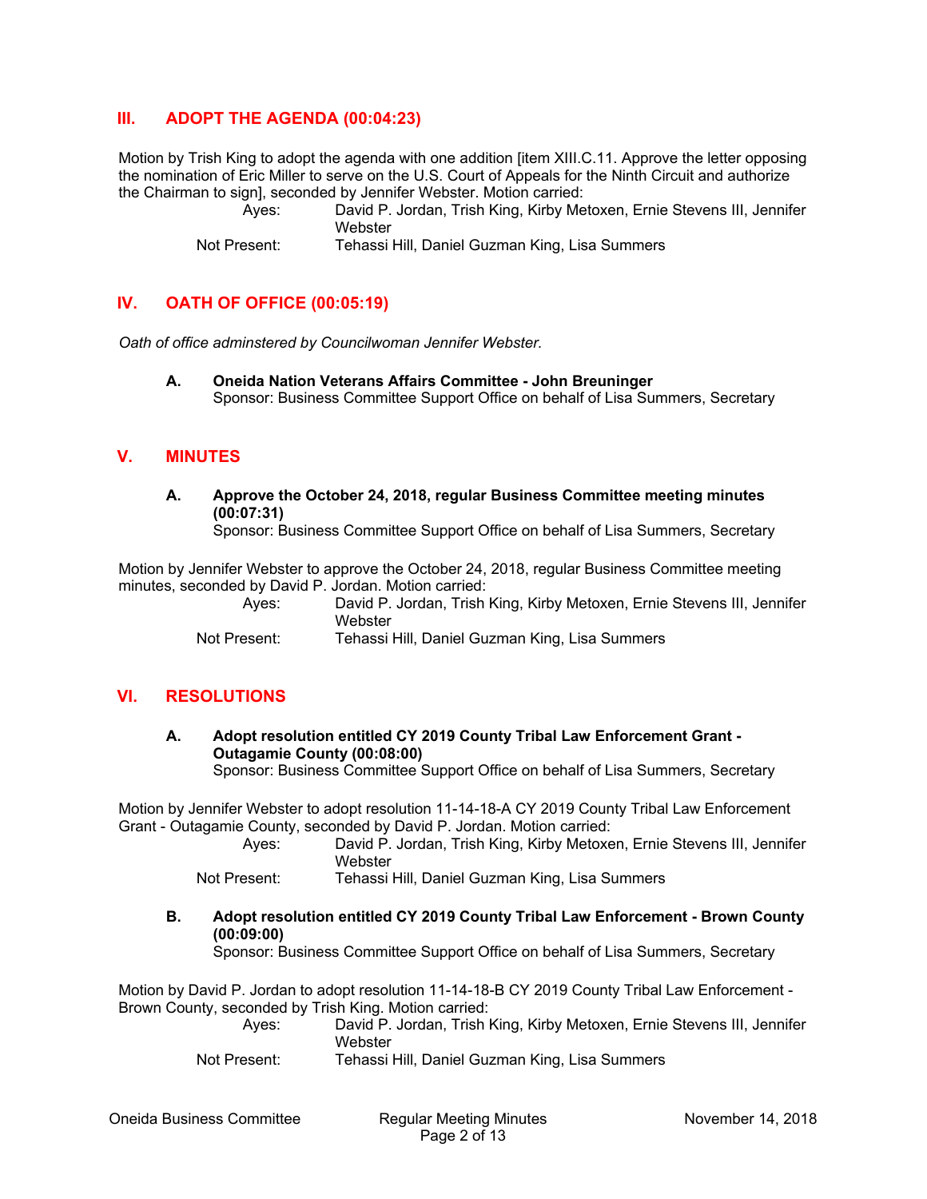## III. ADOPT THE AGENDA (00:04:23)

Motion by Trish King to adopt the agenda with one addition [item XIII.C.11. Approve the letter opposing the nomination of Eric Miller to serve on the U.S. Court of Appeals for the Ninth Circuit and authorize the Chairman to sign], seconded by Jennifer Webster. Motion carried:

Ayes: David P. Jordan, Trish King, Kirby Metoxen, Ernie Stevens III, Jennifer Webster
Not Present: Tehassi Hill, Daniel Guzman King, Lisa Summers

## IV. OATH OF OFFICE (00:05:19)

*Oath of office adminstered by Councilwoman Jennifer Webster.*

**A. Oneida Nation Veterans Affairs Committee - John Breuninger**
Sponsor: Business Committee Support Office on behalf of Lisa Summers, Secretary

## V. MINUTES

**A. Approve the October 24, 2018, regular Business Committee meeting minutes (00:07:31)**
Sponsor: Business Committee Support Office on behalf of Lisa Summers, Secretary

Motion by Jennifer Webster to approve the October 24, 2018, regular Business Committee meeting minutes, seconded by David P. Jordan. Motion carried:

Ayes: David P. Jordan, Trish King, Kirby Metoxen, Ernie Stevens III, Jennifer Webster
Not Present: Tehassi Hill, Daniel Guzman King, Lisa Summers

## VI. RESOLUTIONS

**A. Adopt resolution entitled CY 2019 County Tribal Law Enforcement Grant - Outagamie County (00:08:00)**
Sponsor: Business Committee Support Office on behalf of Lisa Summers, Secretary

Motion by Jennifer Webster to adopt resolution 11-14-18-A CY 2019 County Tribal Law Enforcement Grant - Outagamie County, seconded by David P. Jordan. Motion carried:

Ayes: David P. Jordan, Trish King, Kirby Metoxen, Ernie Stevens III, Jennifer Webster
Not Present: Tehassi Hill, Daniel Guzman King, Lisa Summers

**B. Adopt resolution entitled CY 2019 County Tribal Law Enforcement - Brown County (00:09:00)**
Sponsor: Business Committee Support Office on behalf of Lisa Summers, Secretary

Motion by David P. Jordan to adopt resolution 11-14-18-B CY 2019 County Tribal Law Enforcement - Brown County, seconded by Trish King. Motion carried:

Ayes: David P. Jordan, Trish King, Kirby Metoxen, Ernie Stevens III, Jennifer Webster
Not Present: Tehassi Hill, Daniel Guzman King, Lisa Summers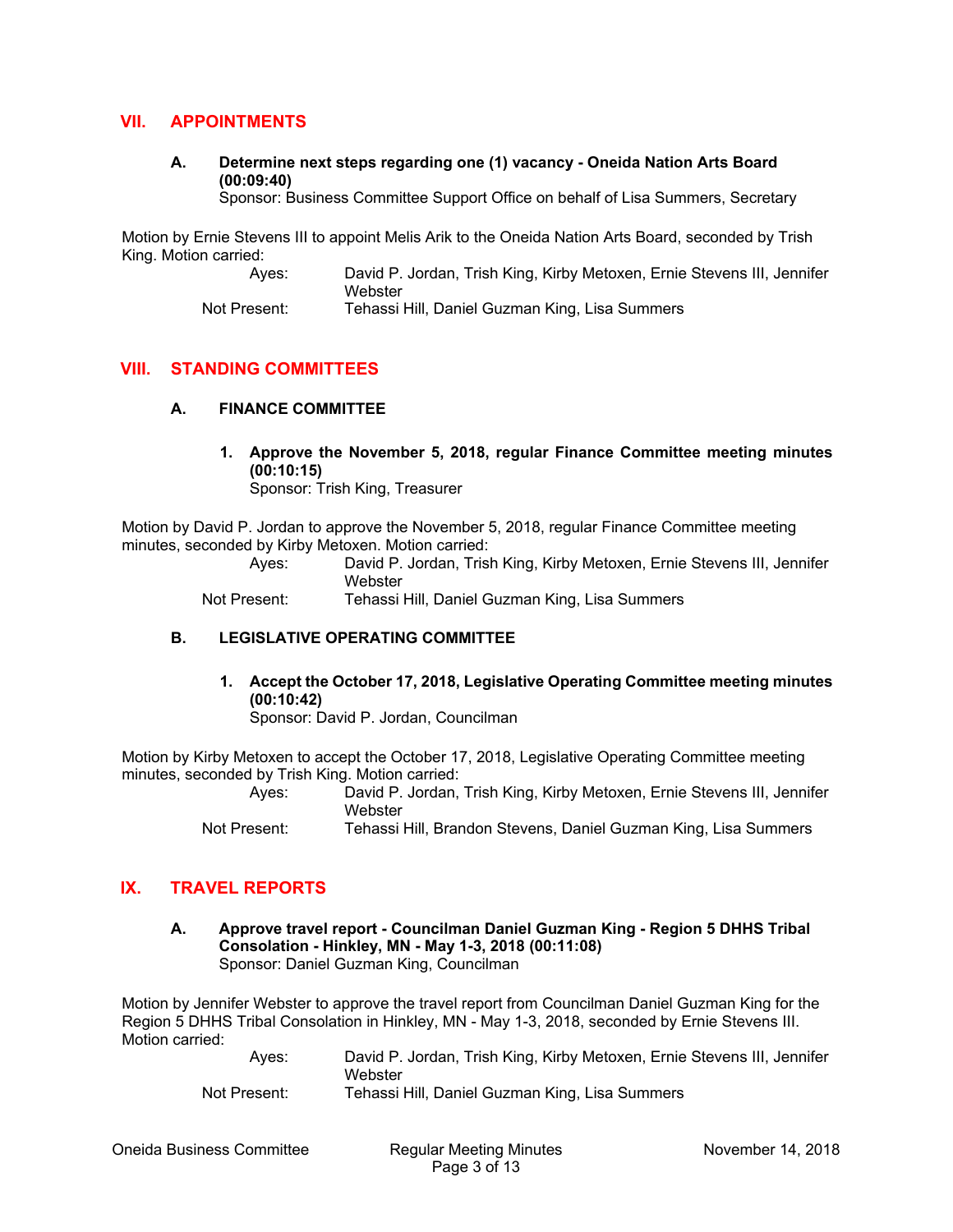## VII. APPOINTMENTS

### A. Determine next steps regarding one (1) vacancy - Oneida Nation Arts Board (00:09:40)

Sponsor: Business Committee Support Office on behalf of Lisa Summers, Secretary

Motion by Ernie Stevens III to appoint Melis Arik to the Oneida Nation Arts Board, seconded by Trish King. Motion carried:

Ayes: David P. Jordan, Trish King, Kirby Metoxen, Ernie Stevens III, Jennifer Webster
Not Present: Tehassi Hill, Daniel Guzman King, Lisa Summers

## VIII. STANDING COMMITTEES

### A. FINANCE COMMITTEE

**1. Approve the November 5, 2018, regular Finance Committee meeting minutes (00:10:15)**
Sponsor: Trish King, Treasurer

Motion by David P. Jordan to approve the November 5, 2018, regular Finance Committee meeting minutes, seconded by Kirby Metoxen. Motion carried:

Ayes: David P. Jordan, Trish King, Kirby Metoxen, Ernie Stevens III, Jennifer Webster
Not Present: Tehassi Hill, Daniel Guzman King, Lisa Summers

### B. LEGISLATIVE OPERATING COMMITTEE

**1. Accept the October 17, 2018, Legislative Operating Committee meeting minutes (00:10:42)**
Sponsor: David P. Jordan, Councilman

Motion by Kirby Metoxen to accept the October 17, 2018, Legislative Operating Committee meeting minutes, seconded by Trish King. Motion carried:

Ayes: David P. Jordan, Trish King, Kirby Metoxen, Ernie Stevens III, Jennifer Webster
Not Present: Tehassi Hill, Brandon Stevens, Daniel Guzman King, Lisa Summers

## IX. TRAVEL REPORTS

### A. Approve travel report - Councilman Daniel Guzman King - Region 5 DHHS Tribal Consolation - Hinkley, MN - May 1-3, 2018 (00:11:08)

Sponsor: Daniel Guzman King, Councilman

Motion by Jennifer Webster to approve the travel report from Councilman Daniel Guzman King for the Region 5 DHHS Tribal Consolation in Hinkley, MN - May 1-3, 2018, seconded by Ernie Stevens III. Motion carried:

Ayes: David P. Jordan, Trish King, Kirby Metoxen, Ernie Stevens III, Jennifer Webster
Not Present: Tehassi Hill, Daniel Guzman King, Lisa Summers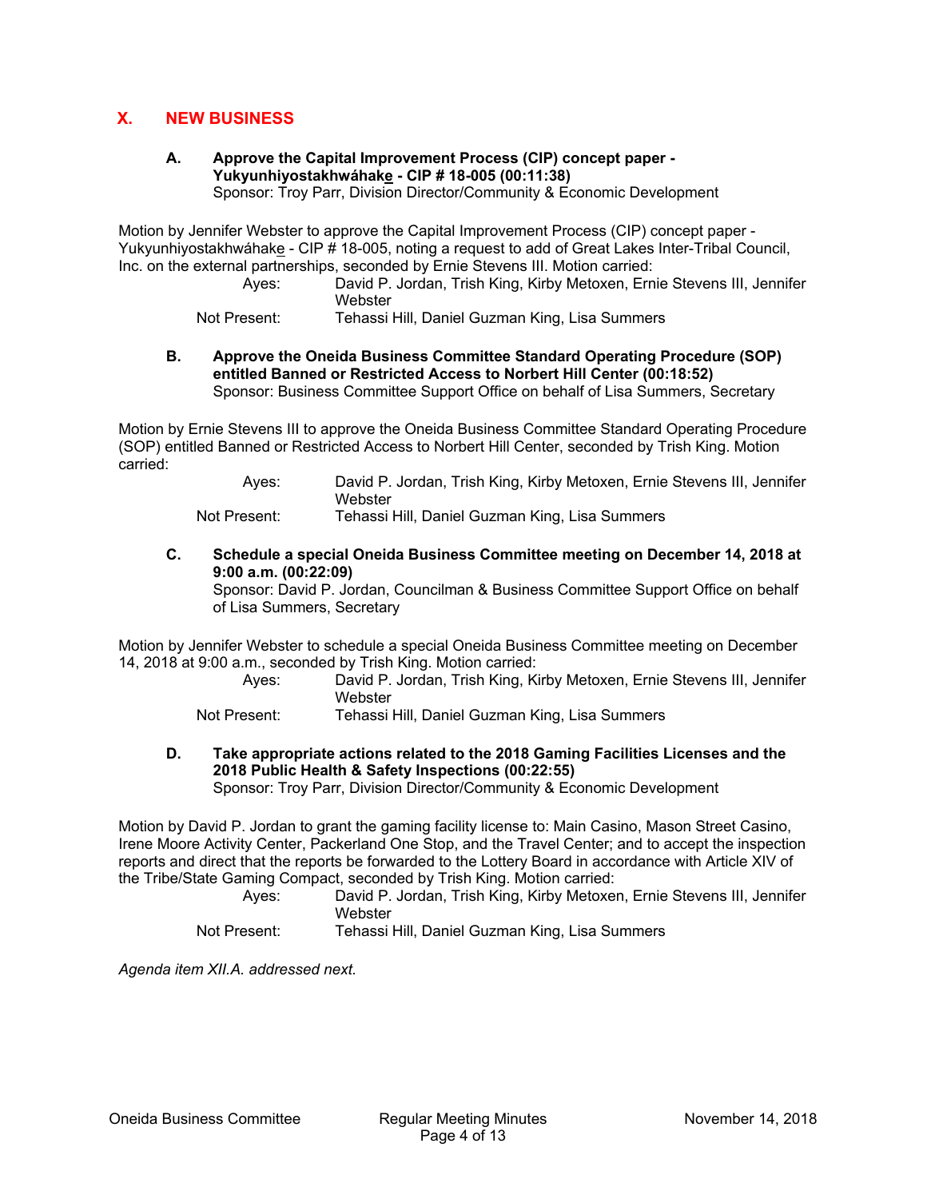## X. NEW BUSINESS

### A. Approve the Capital Improvement Process (CIP) concept paper - Yukyunhiyostakhwáhake - CIP # 18-005 (00:11:38)

Sponsor: Troy Parr, Division Director/Community & Economic Development

Motion by Jennifer Webster to approve the Capital Improvement Process (CIP) concept paper - Yukyunhiyostakhwáhake - CIP # 18-005, noting a request to add of Great Lakes Inter-Tribal Council, Inc. on the external partnerships, seconded by Ernie Stevens III. Motion carried:

Ayes: David P. Jordan, Trish King, Kirby Metoxen, Ernie Stevens III, Jennifer Webster
Not Present: Tehassi Hill, Daniel Guzman King, Lisa Summers

### B. Approve the Oneida Business Committee Standard Operating Procedure (SOP) entitled Banned or Restricted Access to Norbert Hill Center (00:18:52)

Sponsor: Business Committee Support Office on behalf of Lisa Summers, Secretary

Motion by Ernie Stevens III to approve the Oneida Business Committee Standard Operating Procedure (SOP) entitled Banned or Restricted Access to Norbert Hill Center, seconded by Trish King. Motion carried:

Ayes: David P. Jordan, Trish King, Kirby Metoxen, Ernie Stevens III, Jennifer Webster
Not Present: Tehassi Hill, Daniel Guzman King, Lisa Summers

### C. Schedule a special Oneida Business Committee meeting on December 14, 2018 at 9:00 a.m. (00:22:09)

Sponsor: David P. Jordan, Councilman & Business Committee Support Office on behalf of Lisa Summers, Secretary

Motion by Jennifer Webster to schedule a special Oneida Business Committee meeting on December 14, 2018 at 9:00 a.m., seconded by Trish King. Motion carried:

Ayes: David P. Jordan, Trish King, Kirby Metoxen, Ernie Stevens III, Jennifer Webster
Not Present: Tehassi Hill, Daniel Guzman King, Lisa Summers

### D. Take appropriate actions related to the 2018 Gaming Facilities Licenses and the 2018 Public Health & Safety Inspections (00:22:55)

Sponsor: Troy Parr, Division Director/Community & Economic Development

Motion by David P. Jordan to grant the gaming facility license to: Main Casino, Mason Street Casino, Irene Moore Activity Center, Packerland One Stop, and the Travel Center; and to accept the inspection reports and direct that the reports be forwarded to the Lottery Board in accordance with Article XIV of the Tribe/State Gaming Compact, seconded by Trish King. Motion carried:

Ayes: David P. Jordan, Trish King, Kirby Metoxen, Ernie Stevens III, Jennifer Webster
Not Present: Tehassi Hill, Daniel Guzman King, Lisa Summers

*Agenda item XII.A. addressed next.*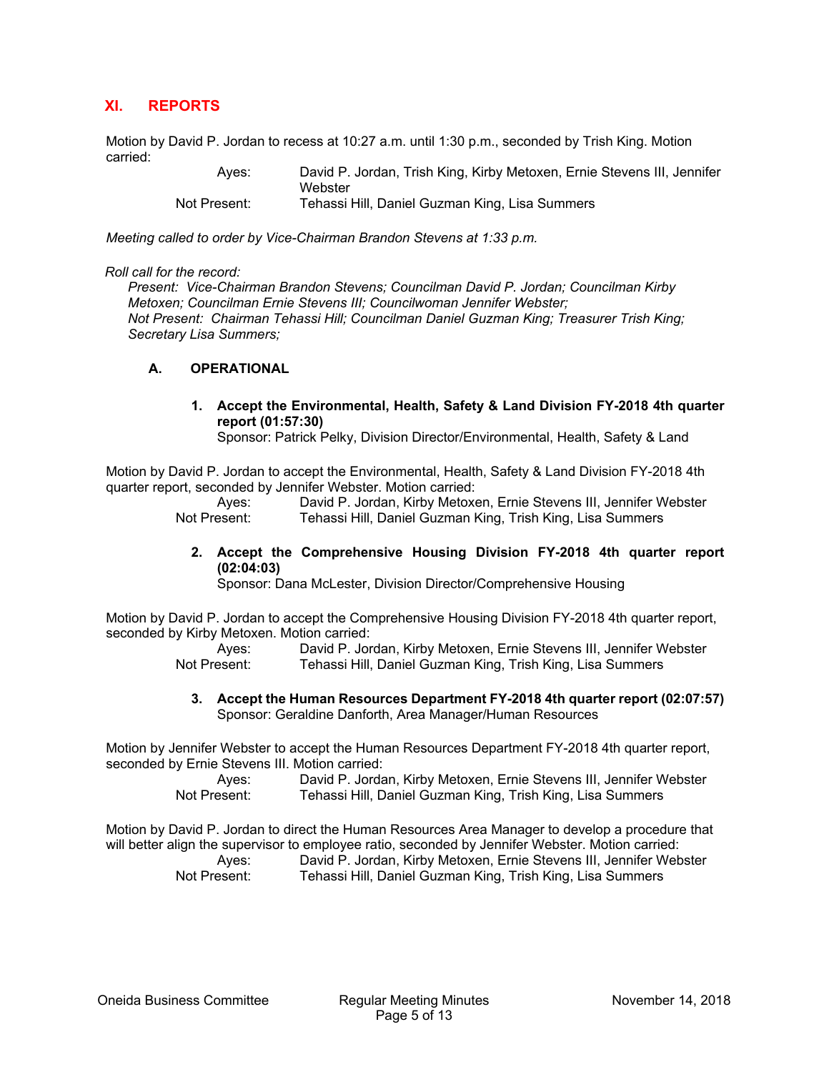## XI. REPORTS

Motion by David P. Jordan to recess at 10:27 a.m. until 1:30 p.m., seconded by Trish King. Motion carried:

| | |
|---|---|
| Ayes: | David P. Jordan, Trish King, Kirby Metoxen, Ernie Stevens III, Jennifer Webster |
| Not Present: | Tehassi Hill, Daniel Guzman King, Lisa Summers |

*Meeting called to order by Vice-Chairman Brandon Stevens at 1:33 p.m.*

*Roll call for the record:*

*Present: Vice-Chairman Brandon Stevens; Councilman David P. Jordan; Councilman Kirby Metoxen; Councilman Ernie Stevens III; Councilwoman Jennifer Webster;*
*Not Present: Chairman Tehassi Hill; Councilman Daniel Guzman King; Treasurer Trish King; Secretary Lisa Summers;*

### A. OPERATIONAL

**1. Accept the Environmental, Health, Safety & Land Division FY-2018 4th quarter report (01:57:30)**
Sponsor: Patrick Pelky, Division Director/Environmental, Health, Safety & Land

Motion by David P. Jordan to accept the Environmental, Health, Safety & Land Division FY-2018 4th quarter report, seconded by Jennifer Webster. Motion carried:

| | |
|---|---|
| Ayes: | David P. Jordan, Kirby Metoxen, Ernie Stevens III, Jennifer Webster |
| Not Present: | Tehassi Hill, Daniel Guzman King, Trish King, Lisa Summers |

**2. Accept the Comprehensive Housing Division FY-2018 4th quarter report (02:04:03)**
Sponsor: Dana McLester, Division Director/Comprehensive Housing

Motion by David P. Jordan to accept the Comprehensive Housing Division FY-2018 4th quarter report, seconded by Kirby Metoxen. Motion carried:

| | |
|---|---|
| Ayes: | David P. Jordan, Kirby Metoxen, Ernie Stevens III, Jennifer Webster |
| Not Present: | Tehassi Hill, Daniel Guzman King, Trish King, Lisa Summers |

**3. Accept the Human Resources Department FY-2018 4th quarter report (02:07:57)**
Sponsor: Geraldine Danforth, Area Manager/Human Resources

Motion by Jennifer Webster to accept the Human Resources Department FY-2018 4th quarter report, seconded by Ernie Stevens III. Motion carried:

| | |
|---|---|
| Ayes: | David P. Jordan, Kirby Metoxen, Ernie Stevens III, Jennifer Webster |
| Not Present: | Tehassi Hill, Daniel Guzman King, Trish King, Lisa Summers |

Motion by David P. Jordan to direct the Human Resources Area Manager to develop a procedure that will better align the supervisor to employee ratio, seconded by Jennifer Webster. Motion carried:

| | |
|---|---|
| Ayes: | David P. Jordan, Kirby Metoxen, Ernie Stevens III, Jennifer Webster |
| Not Present: | Tehassi Hill, Daniel Guzman King, Trish King, Lisa Summers |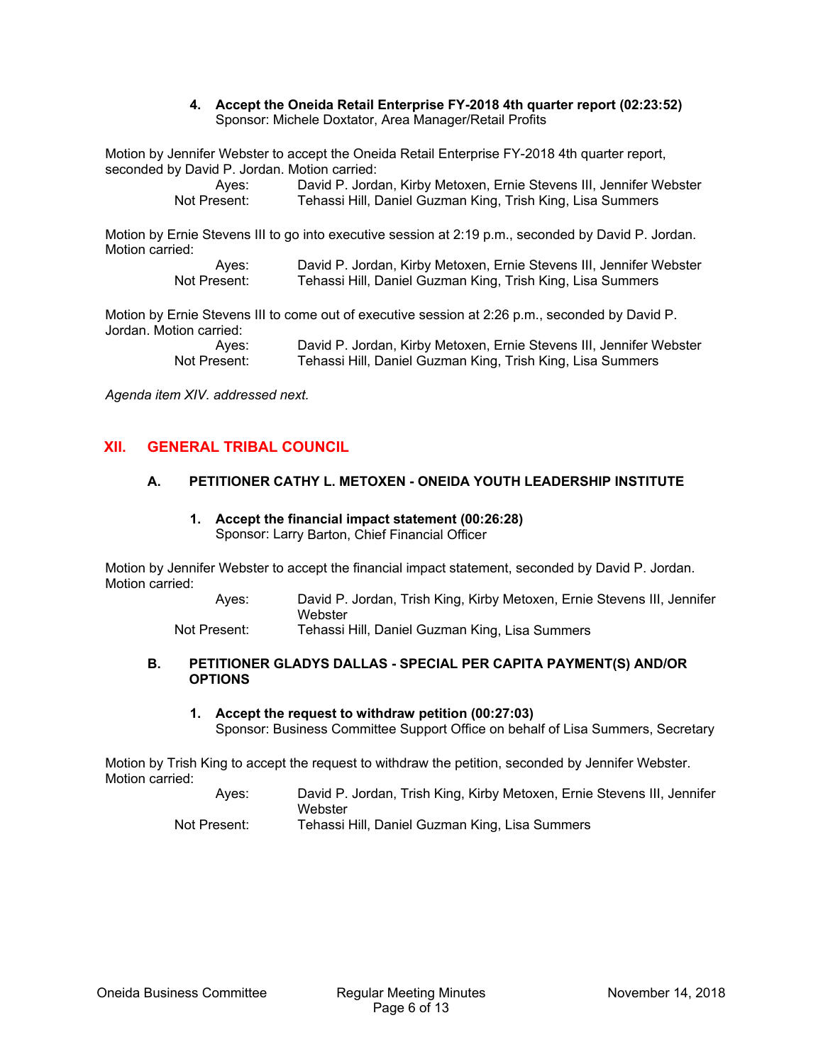**4. Accept the Oneida Retail Enterprise FY-2018 4th quarter report (02:23:52)**
Sponsor: Michele Doxtator, Area Manager/Retail Profits

Motion by Jennifer Webster to accept the Oneida Retail Enterprise FY-2018 4th quarter report, seconded by David P. Jordan. Motion carried:

Ayes: David P. Jordan, Kirby Metoxen, Ernie Stevens III, Jennifer Webster
Not Present: Tehassi Hill, Daniel Guzman King, Trish King, Lisa Summers

Motion by Ernie Stevens III to go into executive session at 2:19 p.m., seconded by David P. Jordan. Motion carried:

Ayes: David P. Jordan, Kirby Metoxen, Ernie Stevens III, Jennifer Webster
Not Present: Tehassi Hill, Daniel Guzman King, Trish King, Lisa Summers

Motion by Ernie Stevens III to come out of executive session at 2:26 p.m., seconded by David P. Jordan. Motion carried:

Ayes: David P. Jordan, Kirby Metoxen, Ernie Stevens III, Jennifer Webster
Not Present: Tehassi Hill, Daniel Guzman King, Trish King, Lisa Summers

*Agenda item XIV. addressed next.*

## XII. GENERAL TRIBAL COUNCIL

### A. PETITIONER CATHY L. METOXEN - ONEIDA YOUTH LEADERSHIP INSTITUTE

**1. Accept the financial impact statement (00:26:28)**
Sponsor: Larry Barton, Chief Financial Officer

Motion by Jennifer Webster to accept the financial impact statement, seconded by David P. Jordan. Motion carried:

Ayes: David P. Jordan, Trish King, Kirby Metoxen, Ernie Stevens III, Jennifer Webster
Not Present: Tehassi Hill, Daniel Guzman King, Lisa Summers

### B. PETITIONER GLADYS DALLAS - SPECIAL PER CAPITA PAYMENT(S) AND/OR OPTIONS

**1. Accept the request to withdraw petition (00:27:03)**
Sponsor: Business Committee Support Office on behalf of Lisa Summers, Secretary

Motion by Trish King to accept the request to withdraw the petition, seconded by Jennifer Webster. Motion carried:

Ayes: David P. Jordan, Trish King, Kirby Metoxen, Ernie Stevens III, Jennifer Webster
Not Present: Tehassi Hill, Daniel Guzman King, Lisa Summers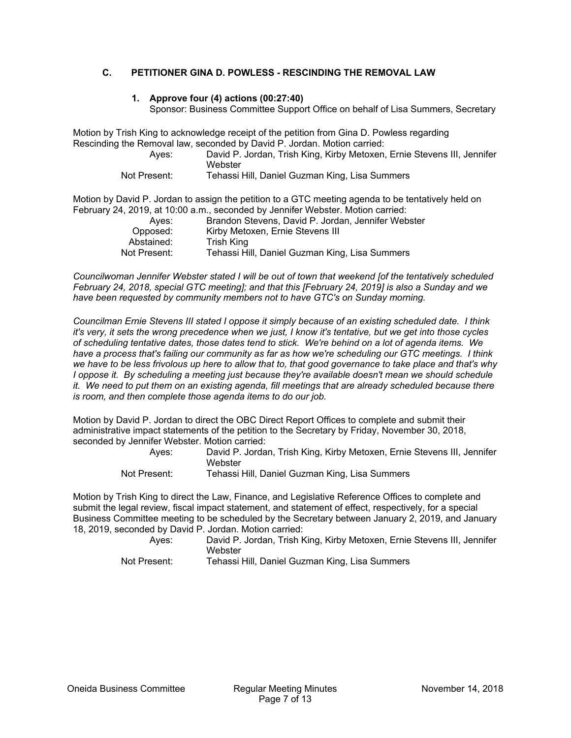### C. PETITIONER GINA D. POWLESS - RESCINDING THE REMOVAL LAW

#### 1. Approve four (4) actions (00:27:40)

Sponsor: Business Committee Support Office on behalf of Lisa Summers, Secretary

Motion by Trish King to acknowledge receipt of the petition from Gina D. Powless regarding Rescinding the Removal law, seconded by David P. Jordan. Motion carried:

| | |
|---|---|
| Ayes: | David P. Jordan, Trish King, Kirby Metoxen, Ernie Stevens III, Jennifer Webster |
| Not Present: | Tehassi Hill, Daniel Guzman King, Lisa Summers |

Motion by David P. Jordan to assign the petition to a GTC meeting agenda to be tentatively held on February 24, 2019, at 10:00 a.m., seconded by Jennifer Webster. Motion carried:

| | |
|---|---|
| Ayes: | Brandon Stevens, David P. Jordan, Jennifer Webster |
| Opposed: | Kirby Metoxen, Ernie Stevens III |
| Abstained: | Trish King |
| Not Present: | Tehassi Hill, Daniel Guzman King, Lisa Summers |

*Councilwoman Jennifer Webster stated I will be out of town that weekend [of the tentatively scheduled February 24, 2018, special GTC meeting]; and that this [February 24, 2019] is also a Sunday and we have been requested by community members not to have GTC's on Sunday morning.*

*Councilman Ernie Stevens III stated I oppose it simply because of an existing scheduled date. I think it's very, it sets the wrong precedence when we just, I know it's tentative, but we get into those cycles of scheduling tentative dates, those dates tend to stick. We're behind on a lot of agenda items. We have a process that's failing our community as far as how we're scheduling our GTC meetings. I think we have to be less frivolous up here to allow that to, that good governance to take place and that's why I oppose it. By scheduling a meeting just because they're available doesn't mean we should schedule it. We need to put them on an existing agenda, fill meetings that are already scheduled because there is room, and then complete those agenda items to do our job.*

Motion by David P. Jordan to direct the OBC Direct Report Offices to complete and submit their administrative impact statements of the petition to the Secretary by Friday, November 30, 2018, seconded by Jennifer Webster. Motion carried:

| | |
|---|---|
| Ayes: | David P. Jordan, Trish King, Kirby Metoxen, Ernie Stevens III, Jennifer Webster |
| Not Present: | Tehassi Hill, Daniel Guzman King, Lisa Summers |

Motion by Trish King to direct the Law, Finance, and Legislative Reference Offices to complete and submit the legal review, fiscal impact statement, and statement of effect, respectively, for a special Business Committee meeting to be scheduled by the Secretary between January 2, 2019, and January 18, 2019, seconded by David P. Jordan. Motion carried:

| | |
|---|---|
| Ayes: | David P. Jordan, Trish King, Kirby Metoxen, Ernie Stevens III, Jennifer Webster |
| Not Present: | Tehassi Hill, Daniel Guzman King, Lisa Summers |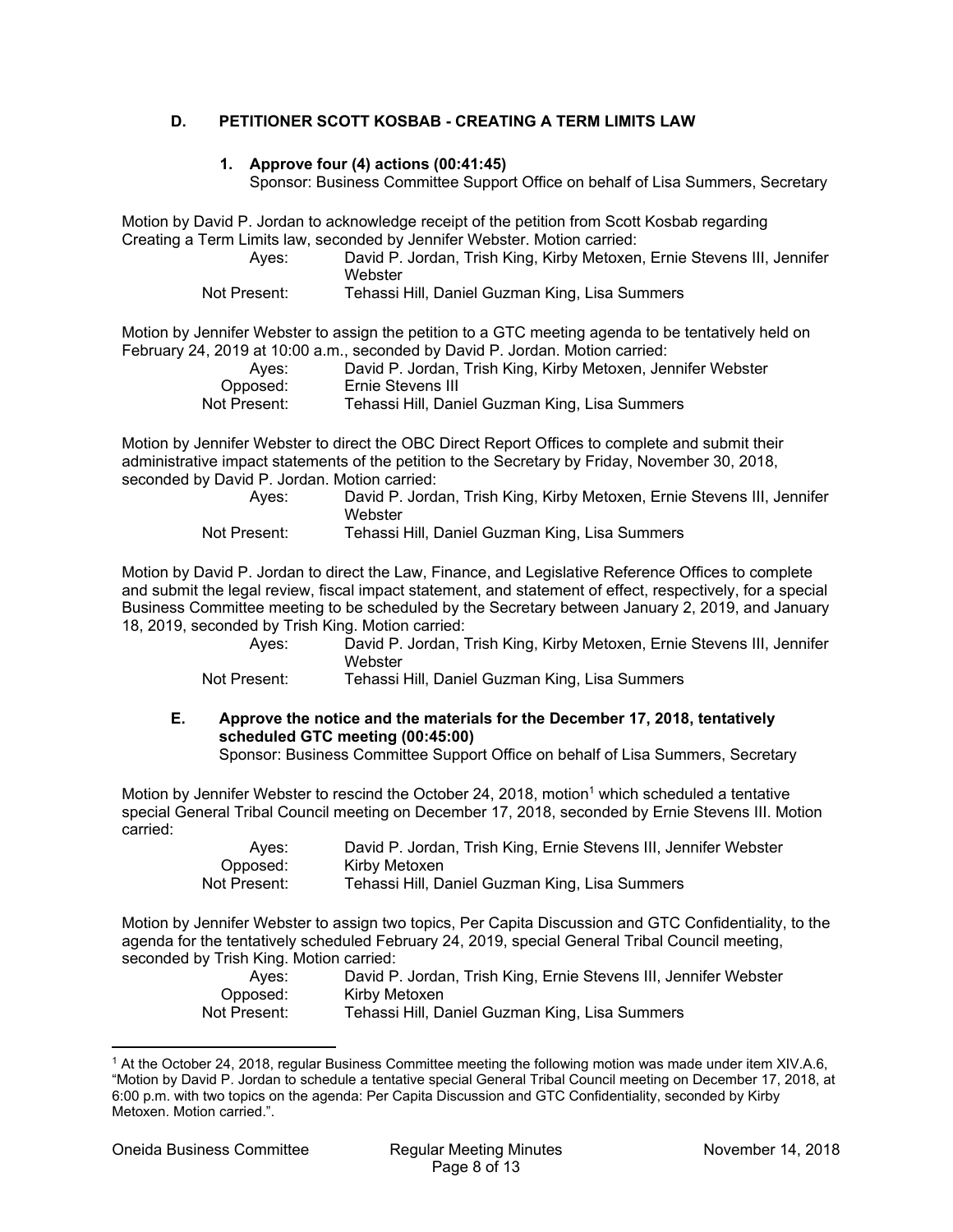### D. PETITIONER SCOTT KOSBAB - CREATING A TERM LIMITS LAW

#### 1. Approve four (4) actions (00:41:45)

Sponsor: Business Committee Support Office on behalf of Lisa Summers, Secretary

Motion by David P. Jordan to acknowledge receipt of the petition from Scott Kosbab regarding Creating a Term Limits law, seconded by Jennifer Webster. Motion carried:

Ayes: David P. Jordan, Trish King, Kirby Metoxen, Ernie Stevens III, Jennifer Webster
Not Present: Tehassi Hill, Daniel Guzman King, Lisa Summers

Motion by Jennifer Webster to assign the petition to a GTC meeting agenda to be tentatively held on February 24, 2019 at 10:00 a.m., seconded by David P. Jordan. Motion carried:

Ayes: David P. Jordan, Trish King, Kirby Metoxen, Jennifer Webster
Opposed: Ernie Stevens III
Not Present: Tehassi Hill, Daniel Guzman King, Lisa Summers

Motion by Jennifer Webster to direct the OBC Direct Report Offices to complete and submit their administrative impact statements of the petition to the Secretary by Friday, November 30, 2018, seconded by David P. Jordan. Motion carried:

Ayes: David P. Jordan, Trish King, Kirby Metoxen, Ernie Stevens III, Jennifer Webster
Not Present: Tehassi Hill, Daniel Guzman King, Lisa Summers

Motion by David P. Jordan to direct the Law, Finance, and Legislative Reference Offices to complete and submit the legal review, fiscal impact statement, and statement of effect, respectively, for a special Business Committee meeting to be scheduled by the Secretary between January 2, 2019, and January 18, 2019, seconded by Trish King. Motion carried:

Ayes: David P. Jordan, Trish King, Kirby Metoxen, Ernie Stevens III, Jennifer Webster
Not Present: Tehassi Hill, Daniel Guzman King, Lisa Summers

### E. Approve the notice and the materials for the December 17, 2018, tentatively scheduled GTC meeting (00:45:00)

Sponsor: Business Committee Support Office on behalf of Lisa Summers, Secretary

Motion by Jennifer Webster to rescind the October 24, 2018, motion[1] which scheduled a tentative special General Tribal Council meeting on December 17, 2018, seconded by Ernie Stevens III. Motion carried:

Ayes: David P. Jordan, Trish King, Ernie Stevens III, Jennifer Webster
Opposed: Kirby Metoxen
Not Present: Tehassi Hill, Daniel Guzman King, Lisa Summers

Motion by Jennifer Webster to assign two topics, Per Capita Discussion and GTC Confidentiality, to the agenda for the tentatively scheduled February 24, 2019, special General Tribal Council meeting, seconded by Trish King. Motion carried:

Ayes: David P. Jordan, Trish King, Ernie Stevens III, Jennifer Webster
Opposed: Kirby Metoxen
Not Present: Tehassi Hill, Daniel Guzman King, Lisa Summers

---

[1] At the October 24, 2018, regular Business Committee meeting the following motion was made under item XIV.A.6, "Motion by David P. Jordan to schedule a tentative special General Tribal Council meeting on December 17, 2018, at 6:00 p.m. with two topics on the agenda: Per Capita Discussion and GTC Confidentiality, seconded by Kirby Metoxen. Motion carried.".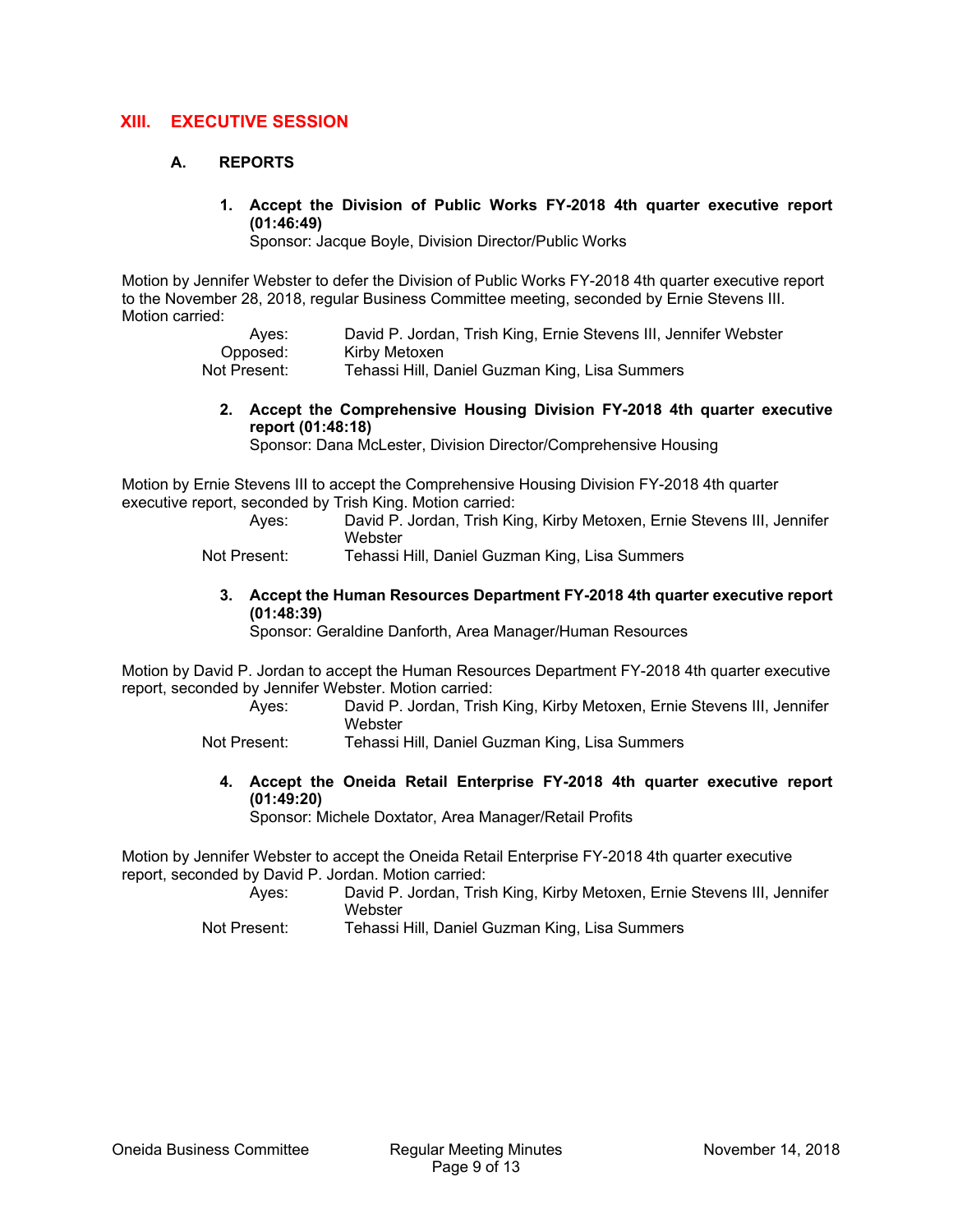## XIII. EXECUTIVE SESSION

### A. REPORTS

**1. Accept the Division of Public Works FY-2018 4th quarter executive report (01:46:49)**
Sponsor: Jacque Boyle, Division Director/Public Works

Motion by Jennifer Webster to defer the Division of Public Works FY-2018 4th quarter executive report to the November 28, 2018, regular Business Committee meeting, seconded by Ernie Stevens III. Motion carried:

| | |
|---|---|
| Ayes: | David P. Jordan, Trish King, Ernie Stevens III, Jennifer Webster |
| Opposed: | Kirby Metoxen |
| Not Present: | Tehassi Hill, Daniel Guzman King, Lisa Summers |

**2. Accept the Comprehensive Housing Division FY-2018 4th quarter executive report (01:48:18)**
Sponsor: Dana McLester, Division Director/Comprehensive Housing

Motion by Ernie Stevens III to accept the Comprehensive Housing Division FY-2018 4th quarter executive report, seconded by Trish King. Motion carried:

| | |
|---|---|
| Ayes: | David P. Jordan, Trish King, Kirby Metoxen, Ernie Stevens III, Jennifer Webster |
| Not Present: | Tehassi Hill, Daniel Guzman King, Lisa Summers |

**3. Accept the Human Resources Department FY-2018 4th quarter executive report (01:48:39)**
Sponsor: Geraldine Danforth, Area Manager/Human Resources

Motion by David P. Jordan to accept the Human Resources Department FY-2018 4th quarter executive report, seconded by Jennifer Webster. Motion carried:

| | |
|---|---|
| Ayes: | David P. Jordan, Trish King, Kirby Metoxen, Ernie Stevens III, Jennifer Webster |
| Not Present: | Tehassi Hill, Daniel Guzman King, Lisa Summers |

**4. Accept the Oneida Retail Enterprise FY-2018 4th quarter executive report (01:49:20)**
Sponsor: Michele Doxtator, Area Manager/Retail Profits

Motion by Jennifer Webster to accept the Oneida Retail Enterprise FY-2018 4th quarter executive report, seconded by David P. Jordan. Motion carried:

| | |
|---|---|
| Ayes: | David P. Jordan, Trish King, Kirby Metoxen, Ernie Stevens III, Jennifer Webster |
| Not Present: | Tehassi Hill, Daniel Guzman King, Lisa Summers |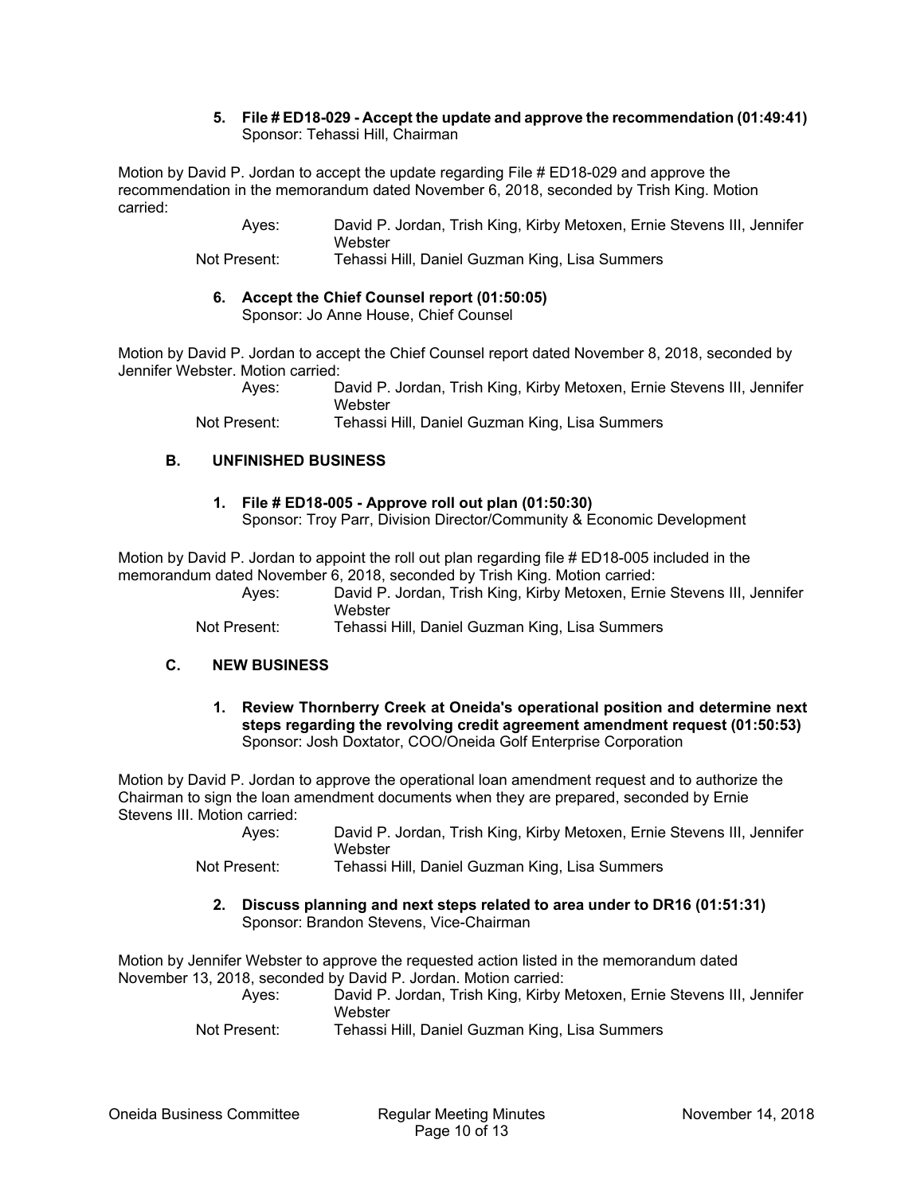**5. File # ED18-029 - Accept the update and approve the recommendation (01:49:41)**
Sponsor: Tehassi Hill, Chairman

Motion by David P. Jordan to accept the update regarding File # ED18-029 and approve the recommendation in the memorandum dated November 6, 2018, seconded by Trish King. Motion carried:

| | |
|---|---|
| Ayes: | David P. Jordan, Trish King, Kirby Metoxen, Ernie Stevens III, Jennifer Webster |
| Not Present: | Tehassi Hill, Daniel Guzman King, Lisa Summers |

**6. Accept the Chief Counsel report (01:50:05)**
Sponsor: Jo Anne House, Chief Counsel

Motion by David P. Jordan to accept the Chief Counsel report dated November 8, 2018, seconded by Jennifer Webster. Motion carried:

| | |
|---|---|
| Ayes: | David P. Jordan, Trish King, Kirby Metoxen, Ernie Stevens III, Jennifer Webster |
| Not Present: | Tehassi Hill, Daniel Guzman King, Lisa Summers |

## B. UNFINISHED BUSINESS

**1. File # ED18-005 - Approve roll out plan (01:50:30)**
Sponsor: Troy Parr, Division Director/Community & Economic Development

Motion by David P. Jordan to appoint the roll out plan regarding file # ED18-005 included in the memorandum dated November 6, 2018, seconded by Trish King. Motion carried:

| | |
|---|---|
| Ayes: | David P. Jordan, Trish King, Kirby Metoxen, Ernie Stevens III, Jennifer Webster |
| Not Present: | Tehassi Hill, Daniel Guzman King, Lisa Summers |

## C. NEW BUSINESS

**1. Review Thornberry Creek at Oneida's operational position and determine next steps regarding the revolving credit agreement amendment request (01:50:53)**
Sponsor: Josh Doxtator, COO/Oneida Golf Enterprise Corporation

Motion by David P. Jordan to approve the operational loan amendment request and to authorize the Chairman to sign the loan amendment documents when they are prepared, seconded by Ernie Stevens III. Motion carried:

| | |
|---|---|
| Ayes: | David P. Jordan, Trish King, Kirby Metoxen, Ernie Stevens III, Jennifer Webster |
| Not Present: | Tehassi Hill, Daniel Guzman King, Lisa Summers |

**2. Discuss planning and next steps related to area under to DR16 (01:51:31)**
Sponsor: Brandon Stevens, Vice-Chairman

Motion by Jennifer Webster to approve the requested action listed in the memorandum dated November 13, 2018, seconded by David P. Jordan. Motion carried:

| | |
|---|---|
| Ayes: | David P. Jordan, Trish King, Kirby Metoxen, Ernie Stevens III, Jennifer Webster |
| Not Present: | Tehassi Hill, Daniel Guzman King, Lisa Summers |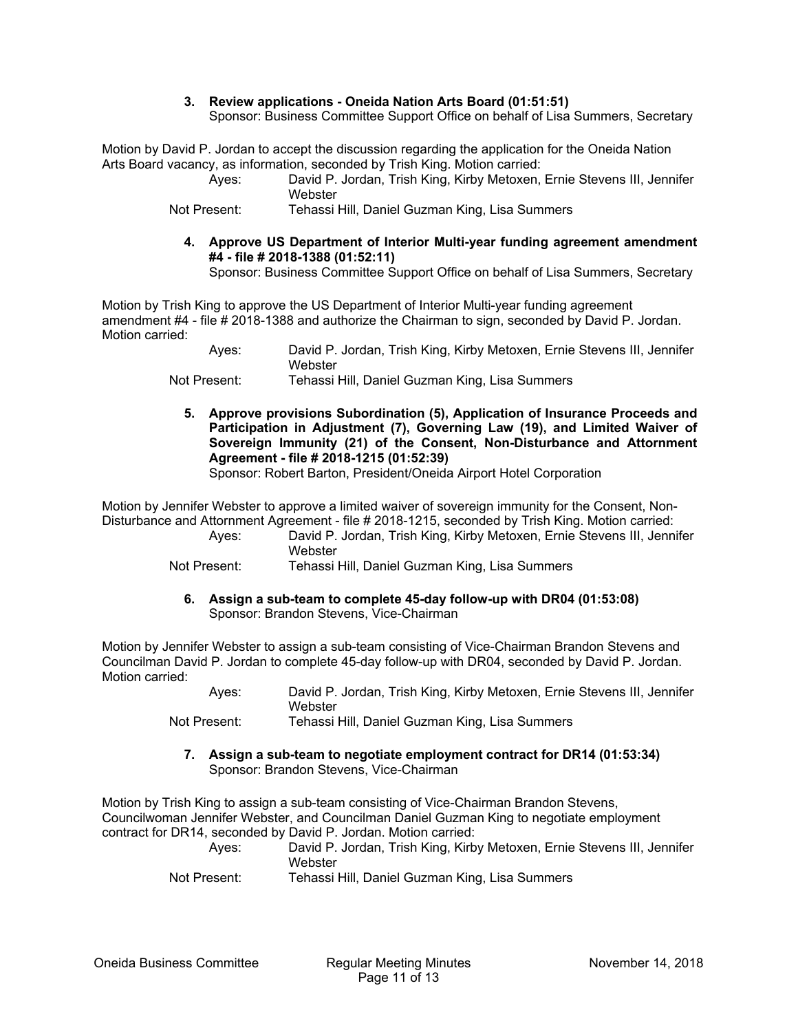**3. Review applications - Oneida Nation Arts Board (01:51:51)**
Sponsor: Business Committee Support Office on behalf of Lisa Summers, Secretary

Motion by David P. Jordan to accept the discussion regarding the application for the Oneida Nation Arts Board vacancy, as information, seconded by Trish King. Motion carried:

Ayes: David P. Jordan, Trish King, Kirby Metoxen, Ernie Stevens III, Jennifer Webster
Not Present: Tehassi Hill, Daniel Guzman King, Lisa Summers

**4. Approve US Department of Interior Multi-year funding agreement amendment #4 - file # 2018-1388 (01:52:11)**
Sponsor: Business Committee Support Office on behalf of Lisa Summers, Secretary

Motion by Trish King to approve the US Department of Interior Multi-year funding agreement amendment #4 - file # 2018-1388 and authorize the Chairman to sign, seconded by David P. Jordan. Motion carried:

Ayes: David P. Jordan, Trish King, Kirby Metoxen, Ernie Stevens III, Jennifer Webster
Not Present: Tehassi Hill, Daniel Guzman King, Lisa Summers

**5. Approve provisions Subordination (5), Application of Insurance Proceeds and Participation in Adjustment (7), Governing Law (19), and Limited Waiver of Sovereign Immunity (21) of the Consent, Non-Disturbance and Attornment Agreement - file # 2018-1215 (01:52:39)**
Sponsor: Robert Barton, President/Oneida Airport Hotel Corporation

Motion by Jennifer Webster to approve a limited waiver of sovereign immunity for the Consent, Non-Disturbance and Attornment Agreement - file # 2018-1215, seconded by Trish King. Motion carried:

Ayes: David P. Jordan, Trish King, Kirby Metoxen, Ernie Stevens III, Jennifer Webster
Not Present: Tehassi Hill, Daniel Guzman King, Lisa Summers

**6. Assign a sub-team to complete 45-day follow-up with DR04 (01:53:08)**
Sponsor: Brandon Stevens, Vice-Chairman

Motion by Jennifer Webster to assign a sub-team consisting of Vice-Chairman Brandon Stevens and Councilman David P. Jordan to complete 45-day follow-up with DR04, seconded by David P. Jordan. Motion carried:

Ayes: David P. Jordan, Trish King, Kirby Metoxen, Ernie Stevens III, Jennifer Webster
Not Present: Tehassi Hill, Daniel Guzman King, Lisa Summers

**7. Assign a sub-team to negotiate employment contract for DR14 (01:53:34)**
Sponsor: Brandon Stevens, Vice-Chairman

Motion by Trish King to assign a sub-team consisting of Vice-Chairman Brandon Stevens, Councilwoman Jennifer Webster, and Councilman Daniel Guzman King to negotiate employment contract for DR14, seconded by David P. Jordan. Motion carried:

Ayes: David P. Jordan, Trish King, Kirby Metoxen, Ernie Stevens III, Jennifer Webster
Not Present: Tehassi Hill, Daniel Guzman King, Lisa Summers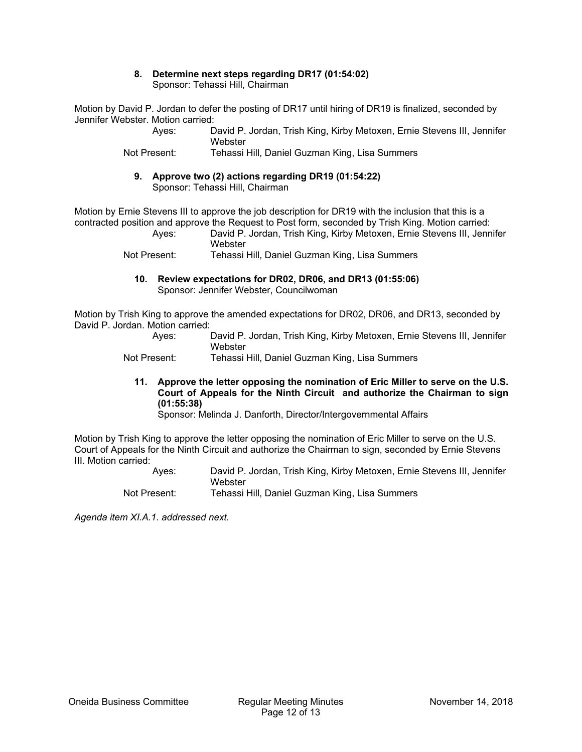**8. Determine next steps regarding DR17 (01:54:02)**
Sponsor: Tehassi Hill, Chairman

Motion by David P. Jordan to defer the posting of DR17 until hiring of DR19 is finalized, seconded by Jennifer Webster. Motion carried:

Ayes: David P. Jordan, Trish King, Kirby Metoxen, Ernie Stevens III, Jennifer Webster
Not Present: Tehassi Hill, Daniel Guzman King, Lisa Summers

**9. Approve two (2) actions regarding DR19 (01:54:22)**
Sponsor: Tehassi Hill, Chairman

Motion by Ernie Stevens III to approve the job description for DR19 with the inclusion that this is a contracted position and approve the Request to Post form, seconded by Trish King. Motion carried:

Ayes: David P. Jordan, Trish King, Kirby Metoxen, Ernie Stevens III, Jennifer Webster
Not Present: Tehassi Hill, Daniel Guzman King, Lisa Summers

**10. Review expectations for DR02, DR06, and DR13 (01:55:06)**
Sponsor: Jennifer Webster, Councilwoman

Motion by Trish King to approve the amended expectations for DR02, DR06, and DR13, seconded by David P. Jordan. Motion carried:

Ayes: David P. Jordan, Trish King, Kirby Metoxen, Ernie Stevens III, Jennifer Webster
Not Present: Tehassi Hill, Daniel Guzman King, Lisa Summers

**11. Approve the letter opposing the nomination of Eric Miller to serve on the U.S. Court of Appeals for the Ninth Circuit and authorize the Chairman to sign (01:55:38)**
Sponsor: Melinda J. Danforth, Director/Intergovernmental Affairs

Motion by Trish King to approve the letter opposing the nomination of Eric Miller to serve on the U.S. Court of Appeals for the Ninth Circuit and authorize the Chairman to sign, seconded by Ernie Stevens III. Motion carried:

Ayes: David P. Jordan, Trish King, Kirby Metoxen, Ernie Stevens III, Jennifer Webster
Not Present: Tehassi Hill, Daniel Guzman King, Lisa Summers

*Agenda item XI.A.1. addressed next.*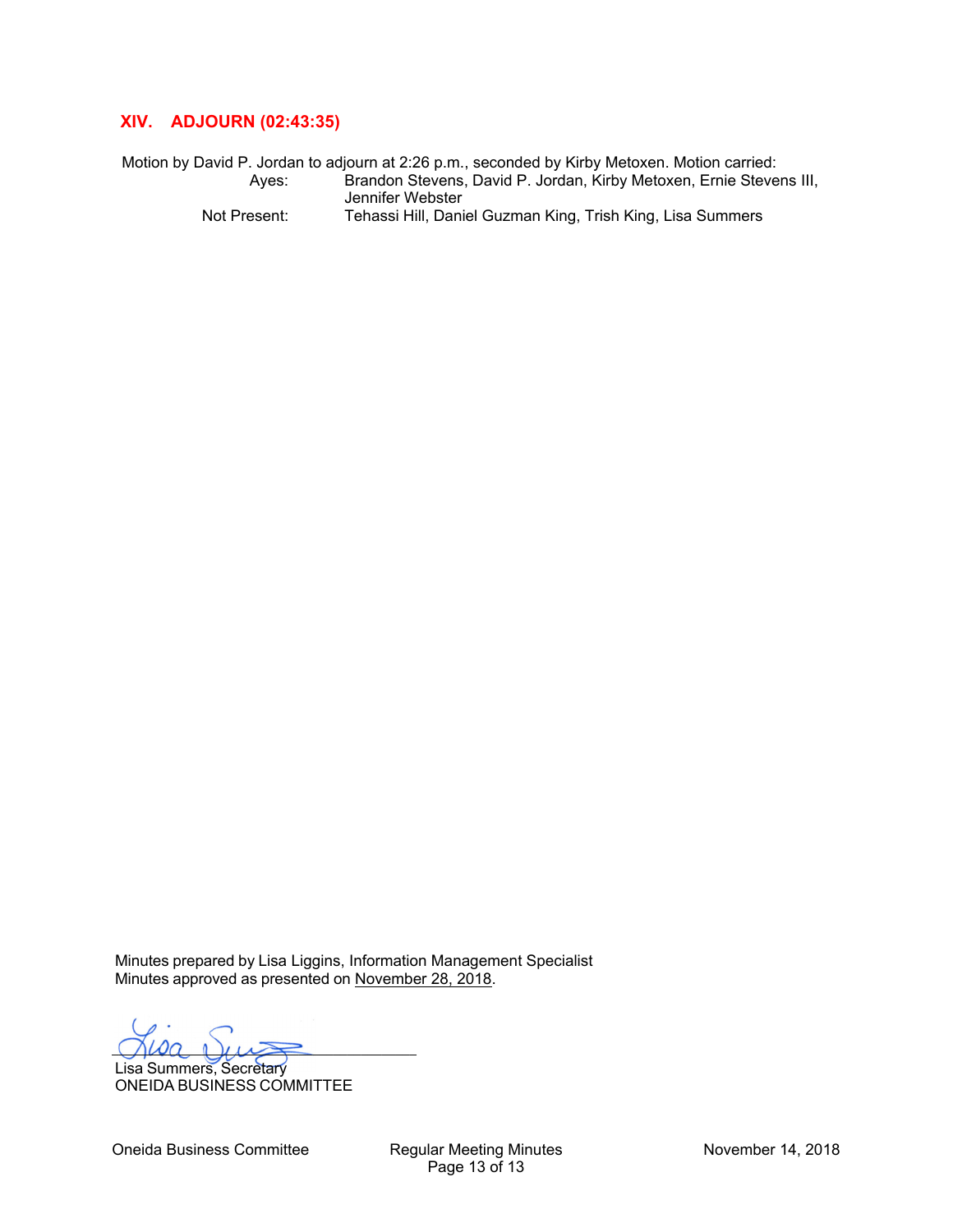## XIV. ADJOURN (02:43:35)

Motion by David P. Jordan to adjourn at 2:26 p.m., seconded by Kirby Metoxen. Motion carried:

| | |
|---|---|
| Ayes: | Brandon Stevens, David P. Jordan, Kirby Metoxen, Ernie Stevens III, Jennifer Webster |
| Not Present: | Tehassi Hill, Daniel Guzman King, Trish King, Lisa Summers |

Minutes prepared by Lisa Liggins, Information Management Specialist
Minutes approved as presented on November 28, 2018.

Lisa Summers, Secretary
ONEIDA BUSINESS COMMITTEE